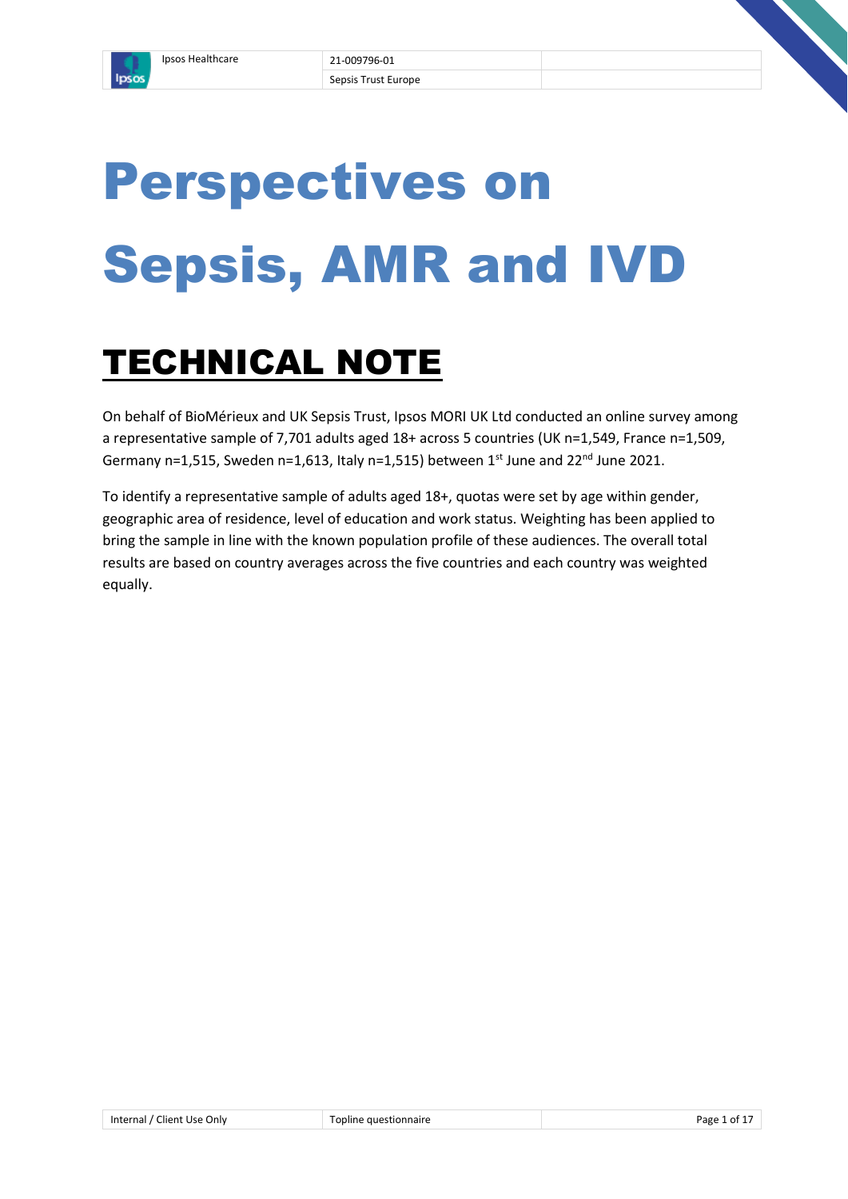# Perspectives on Sepsis, AMR and IVD

## TECHNICAL NOTE

On behalf of BioMérieux and UK Sepsis Trust, Ipsos MORI UK Ltd conducted an online survey among a representative sample of 7,701 adults aged 18+ across 5 countries (UK n=1,549, France n=1,509, Germany n=1,515, Sweden n=1,613, Italy n=1,515) between 1st June and 22nd June 2021.

To identify a representative sample of adults aged 18+, quotas were set by age within gender, geographic area of residence, level of education and work status. Weighting has been applied to bring the sample in line with the known population profile of these audiences. The overall total results are based on country averages across the five countries and each country was weighted equally.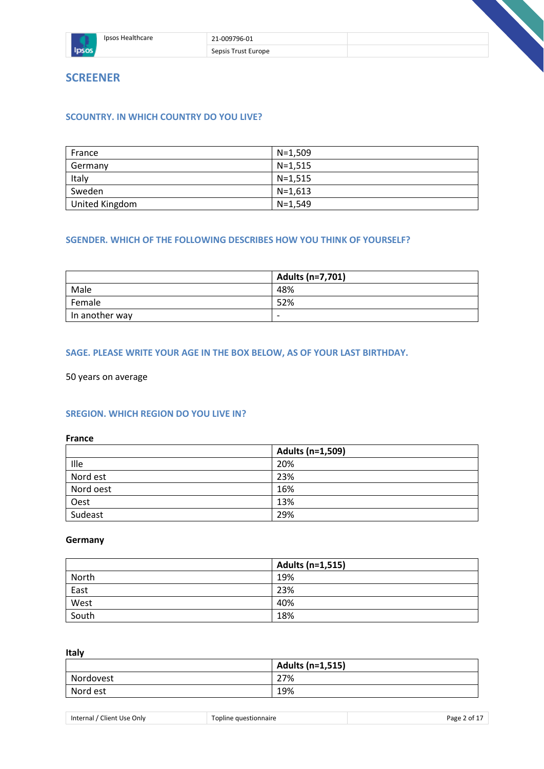# SCREENER

## SCOUNTRY. IN WHICH COUNTRY DO YOU LIVE?

| | |
|---|---|
| France | N=1,509 |
| Germany | N=1,515 |
| Italy | N=1,515 |
| Sweden | N=1,613 |
| United Kingdom | N=1,549 |

## SGENDER. WHICH OF THE FOLLOWING DESCRIBES HOW YOU THINK OF YOURSELF?

| | **Adults (n=7,701)** |
|---|---|
| Male | 48% |
| Female | 52% |
| In another way | - |

## SAGE. PLEASE WRITE YOUR AGE IN THE BOX BELOW, AS OF YOUR LAST BIRTHDAY.

50 years on average

## SREGION. WHICH REGION DO YOU LIVE IN?

**France**

| | **Adults (n=1,509)** |
|---|---|
| Ille | 20% |
| Nord est | 23% |
| Nord oest | 16% |
| Oest | 13% |
| Sudeast | 29% |

**Germany**

| | **Adults (n=1,515)** |
|---|---|
| North | 19% |
| East | 23% |
| West | 40% |
| South | 18% |

**Italy**

| | **Adults (n=1,515)** |
|---|---|
| Nordovest | 27% |
| Nord est | 19% |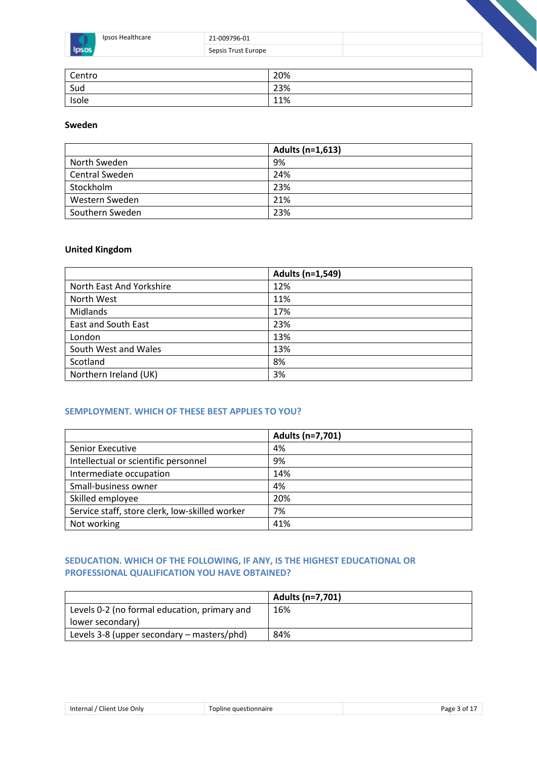| | |
|---|---|
| Centro | 20% |
| Sud | 23% |
| Isole | 11% |

**Sweden**

| | Adults (n=1,613) |
|---|---|
| North Sweden | 9% |
| Central Sweden | 24% |
| Stockholm | 23% |
| Western Sweden | 21% |
| Southern Sweden | 23% |

**United Kingdom**

| | Adults (n=1,549) |
|---|---|
| North East And Yorkshire | 12% |
| North West | 11% |
| Midlands | 17% |
| East and South East | 23% |
| London | 13% |
| South West and Wales | 13% |
| Scotland | 8% |
| Northern Ireland (UK) | 3% |

### SEMPLOYMENT. WHICH OF THESE BEST APPLIES TO YOU?

| | Adults (n=7,701) |
|---|---|
| Senior Executive | 4% |
| Intellectual or scientific personnel | 9% |
| Intermediate occupation | 14% |
| Small-business owner | 4% |
| Skilled employee | 20% |
| Service staff, store clerk, low-skilled worker | 7% |
| Not working | 41% |

### SEDUCATION. WHICH OF THE FOLLOWING, IF ANY, IS THE HIGHEST EDUCATIONAL OR PROFESSIONAL QUALIFICATION YOU HAVE OBTAINED?

| | Adults (n=7,701) |
|---|---|
| Levels 0-2 (no formal education, primary and lower secondary) | 16% |
| Levels 3-8 (upper secondary – masters/phd) | 84% |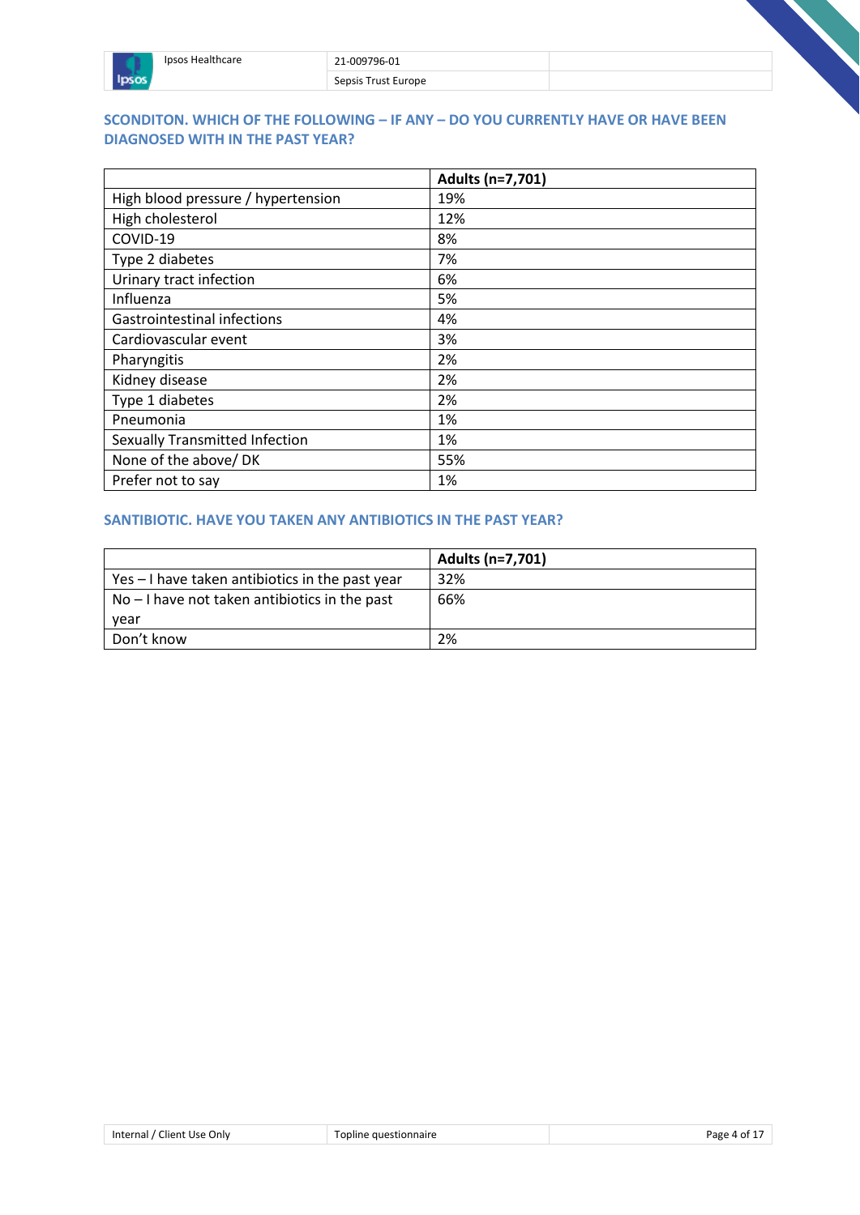## SCONDITON. WHICH OF THE FOLLOWING – IF ANY – DO YOU CURRENTLY HAVE OR HAVE BEEN DIAGNOSED WITH IN THE PAST YEAR?

| | Adults (n=7,701) |
|---|---|
| High blood pressure / hypertension | 19% |
| High cholesterol | 12% |
| COVID-19 | 8% |
| Type 2 diabetes | 7% |
| Urinary tract infection | 6% |
| Influenza | 5% |
| Gastrointestinal infections | 4% |
| Cardiovascular event | 3% |
| Pharyngitis | 2% |
| Kidney disease | 2% |
| Type 1 diabetes | 2% |
| Pneumonia | 1% |
| Sexually Transmitted Infection | 1% |
| None of the above/ DK | 55% |
| Prefer not to say | 1% |

## SANTIBIOTIC. HAVE YOU TAKEN ANY ANTIBIOTICS IN THE PAST YEAR?

| | Adults (n=7,701) |
|---|---|
| Yes – I have taken antibiotics in the past year | 32% |
| No – I have not taken antibiotics in the past year | 66% |
| Don't know | 2% |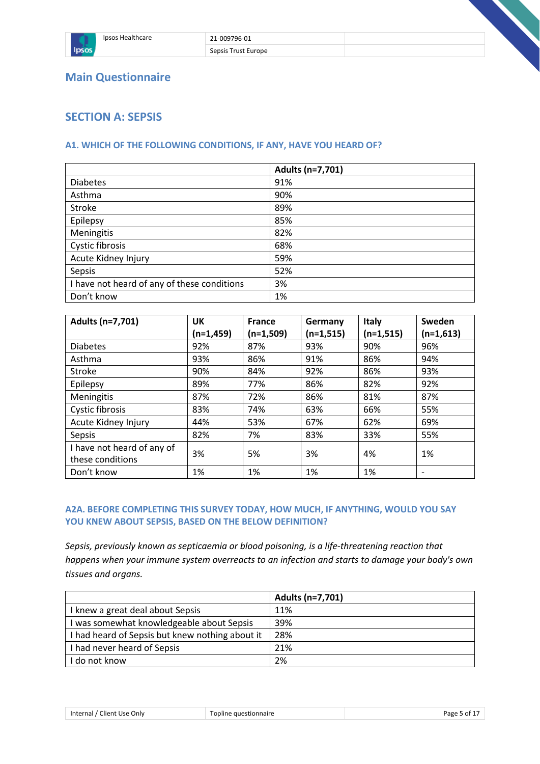## Main Questionnaire

## SECTION A: SEPSIS

### A1. WHICH OF THE FOLLOWING CONDITIONS, IF ANY, HAVE YOU HEARD OF?

| | Adults (n=7,701) |
|---|---|
| Diabetes | 91% |
| Asthma | 90% |
| Stroke | 89% |
| Epilepsy | 85% |
| Meningitis | 82% |
| Cystic fibrosis | 68% |
| Acute Kidney Injury | 59% |
| Sepsis | 52% |
| I have not heard of any of these conditions | 3% |
| Don't know | 1% |

| Adults (n=7,701) | UK (n=1,459) | France (n=1,509) | Germany (n=1,515) | Italy (n=1,515) | Sweden (n=1,613) |
|---|---|---|---|---|---|
| Diabetes | 92% | 87% | 93% | 90% | 96% |
| Asthma | 93% | 86% | 91% | 86% | 94% |
| Stroke | 90% | 84% | 92% | 86% | 93% |
| Epilepsy | 89% | 77% | 86% | 82% | 92% |
| Meningitis | 87% | 72% | 86% | 81% | 87% |
| Cystic fibrosis | 83% | 74% | 63% | 66% | 55% |
| Acute Kidney Injury | 44% | 53% | 67% | 62% | 69% |
| Sepsis | 82% | 7% | 83% | 33% | 55% |
| I have not heard of any of these conditions | 3% | 5% | 3% | 4% | 1% |
| Don't know | 1% | 1% | 1% | 1% | - |

### A2A. BEFORE COMPLETING THIS SURVEY TODAY, HOW MUCH, IF ANYTHING, WOULD YOU SAY YOU KNEW ABOUT SEPSIS, BASED ON THE BELOW DEFINITION?

*Sepsis, previously known as septicaemia or blood poisoning, is a life-threatening reaction that happens when your immune system overreacts to an infection and starts to damage your body's own tissues and organs.*

| | Adults (n=7,701) |
|---|---|
| I knew a great deal about Sepsis | 11% |
| I was somewhat knowledgeable about Sepsis | 39% |
| I had heard of Sepsis but knew nothing about it | 28% |
| I had never heard of Sepsis | 21% |
| I do not know | 2% |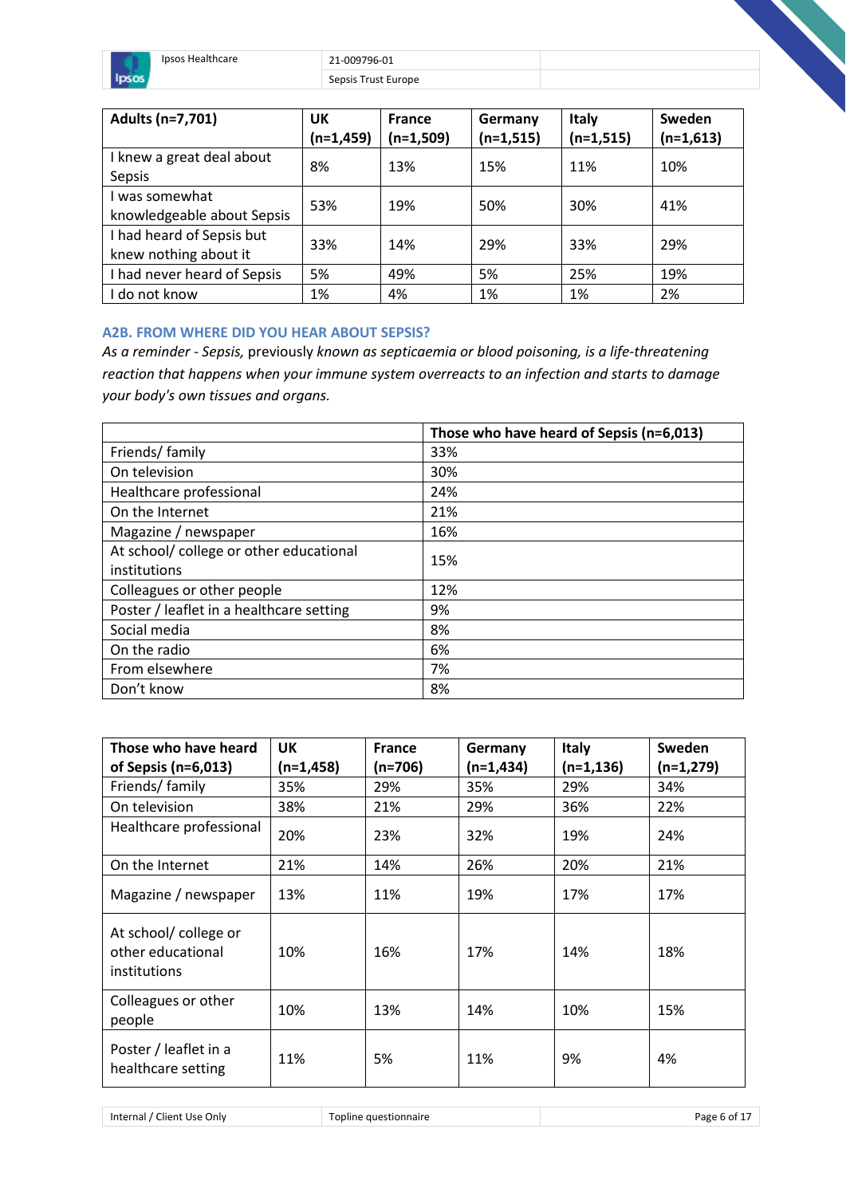| Adults (n=7,701) | UK (n=1,459) | France (n=1,509) | Germany (n=1,515) | Italy (n=1,515) | Sweden (n=1,613) |
|---|---|---|---|---|---|
| I knew a great deal about Sepsis | 8% | 13% | 15% | 11% | 10% |
| I was somewhat knowledgeable about Sepsis | 53% | 19% | 50% | 30% | 41% |
| I had heard of Sepsis but knew nothing about it | 33% | 14% | 29% | 33% | 29% |
| I had never heard of Sepsis | 5% | 49% | 5% | 25% | 19% |
| I do not know | 1% | 4% | 1% | 1% | 2% |

### A2B. FROM WHERE DID YOU HEAR ABOUT SEPSIS?

*As a reminder - Sepsis,* previously *known as septicaemia or blood poisoning, is a life-threatening reaction that happens when your immune system overreacts to an infection and starts to damage your body's own tissues and organs.*

| | Those who have heard of Sepsis (n=6,013) |
|---|---|
| Friends/ family | 33% |
| On television | 30% |
| Healthcare professional | 24% |
| On the Internet | 21% |
| Magazine / newspaper | 16% |
| At school/ college or other educational institutions | 15% |
| Colleagues or other people | 12% |
| Poster / leaflet in a healthcare setting | 9% |
| Social media | 8% |
| On the radio | 6% |
| From elsewhere | 7% |
| Don't know | 8% |

| Those who have heard of Sepsis (n=6,013) | UK (n=1,458) | France (n=706) | Germany (n=1,434) | Italy (n=1,136) | Sweden (n=1,279) |
|---|---|---|---|---|---|
| Friends/ family | 35% | 29% | 35% | 29% | 34% |
| On television | 38% | 21% | 29% | 36% | 22% |
| Healthcare professional | 20% | 23% | 32% | 19% | 24% |
| On the Internet | 21% | 14% | 26% | 20% | 21% |
| Magazine / newspaper | 13% | 11% | 19% | 17% | 17% |
| At school/ college or other educational institutions | 10% | 16% | 17% | 14% | 18% |
| Colleagues or other people | 10% | 13% | 14% | 10% | 15% |
| Poster / leaflet in a healthcare setting | 11% | 5% | 11% | 9% | 4% |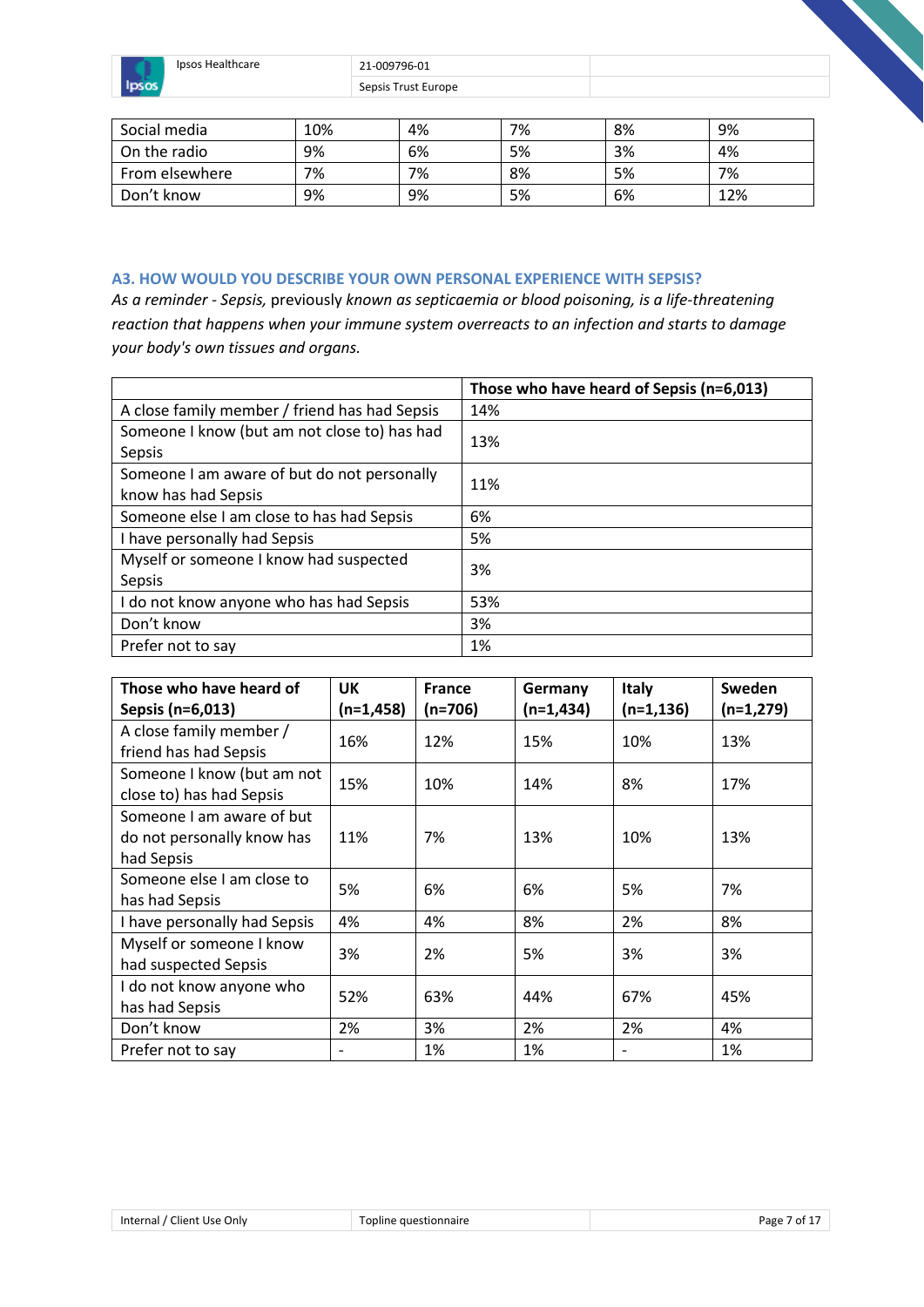| Social media | 10% | 4% | 7% | 8% | 9% |
|---|---|---|---|---|---|
| On the radio | 9% | 6% | 5% | 3% | 4% |
| From elsewhere | 7% | 7% | 8% | 5% | 7% |
| Don't know | 9% | 9% | 5% | 6% | 12% |

### A3. HOW WOULD YOU DESCRIBE YOUR OWN PERSONAL EXPERIENCE WITH SEPSIS?

*As a reminder - Sepsis,* previously *known as septicaemia or blood poisoning, is a life-threatening reaction that happens when your immune system overreacts to an infection and starts to damage your body's own tissues and organs.*

| | Those who have heard of Sepsis (n=6,013) |
|---|---|
| A close family member / friend has had Sepsis | 14% |
| Someone I know (but am not close to) has had Sepsis | 13% |
| Someone I am aware of but do not personally know has had Sepsis | 11% |
| Someone else I am close to has had Sepsis | 6% |
| I have personally had Sepsis | 5% |
| Myself or someone I know had suspected Sepsis | 3% |
| I do not know anyone who has had Sepsis | 53% |
| Don't know | 3% |
| Prefer not to say | 1% |

| Those who have heard of Sepsis (n=6,013) | UK (n=1,458) | France (n=706) | Germany (n=1,434) | Italy (n=1,136) | Sweden (n=1,279) |
|---|---|---|---|---|---|
| A close family member / friend has had Sepsis | 16% | 12% | 15% | 10% | 13% |
| Someone I know (but am not close to) has had Sepsis | 15% | 10% | 14% | 8% | 17% |
| Someone I am aware of but do not personally know has had Sepsis | 11% | 7% | 13% | 10% | 13% |
| Someone else I am close to has had Sepsis | 5% | 6% | 6% | 5% | 7% |
| I have personally had Sepsis | 4% | 4% | 8% | 2% | 8% |
| Myself or someone I know had suspected Sepsis | 3% | 2% | 5% | 3% | 3% |
| I do not know anyone who has had Sepsis | 52% | 63% | 44% | 67% | 45% |
| Don't know | 2% | 3% | 2% | 2% | 4% |
| Prefer not to say | - | 1% | 1% | - | 1% |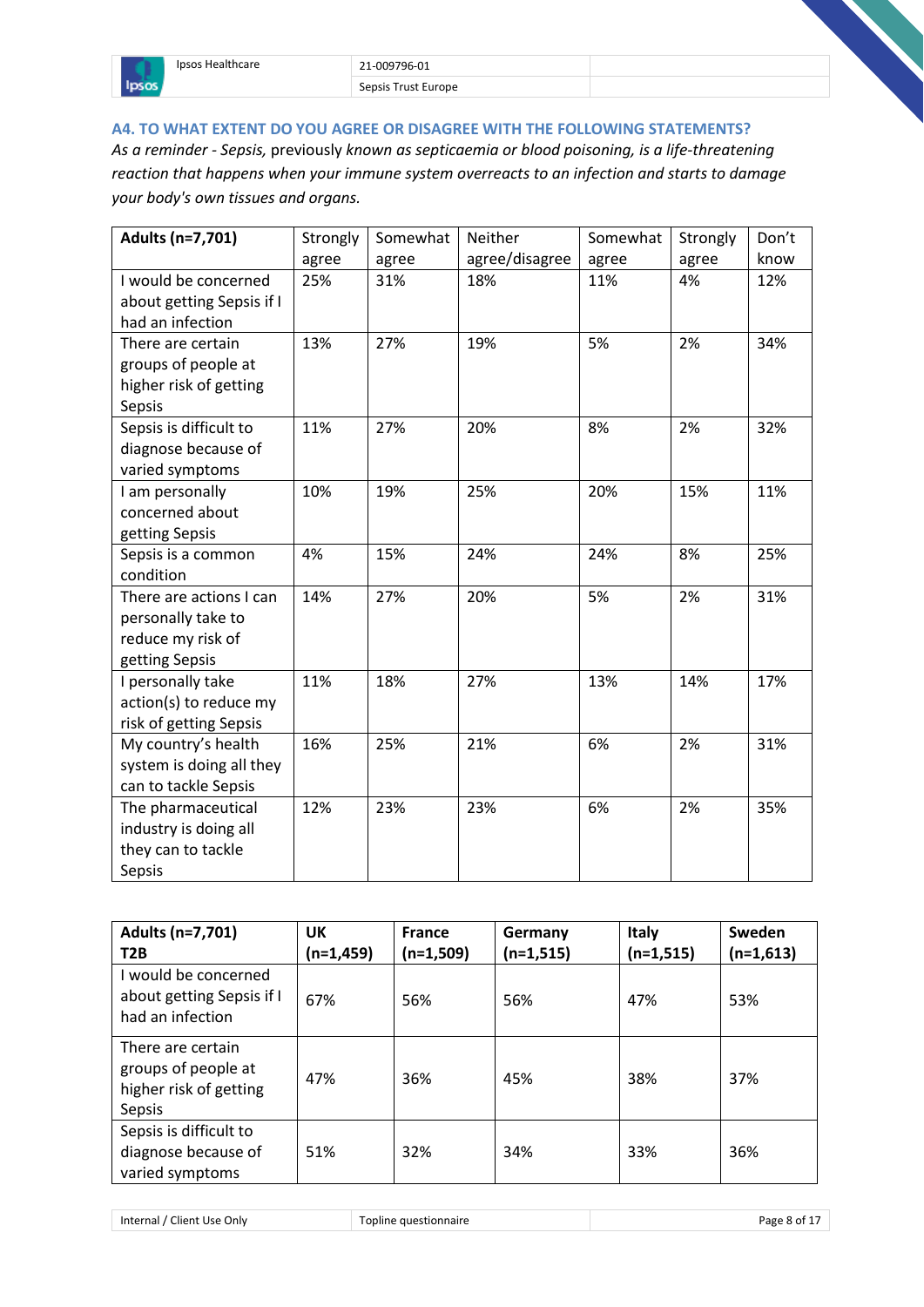### A4. TO WHAT EXTENT DO YOU AGREE OR DISAGREE WITH THE FOLLOWING STATEMENTS?

*As a reminder - Sepsis,* previously *known as septicaemia or blood poisoning, is a life-threatening reaction that happens when your immune system overreacts to an infection and starts to damage your body's own tissues and organs.*

| **Adults (n=7,701)** | Strongly agree | Somewhat agree | Neither agree/disagree | Somewhat agree | Strongly agree | Don't know |
|---|---|---|---|---|---|---|
| I would be concerned about getting Sepsis if I had an infection | 25% | 31% | 18% | 11% | 4% | 12% |
| There are certain groups of people at higher risk of getting Sepsis | 13% | 27% | 19% | 5% | 2% | 34% |
| Sepsis is difficult to diagnose because of varied symptoms | 11% | 27% | 20% | 8% | 2% | 32% |
| I am personally concerned about getting Sepsis | 10% | 19% | 25% | 20% | 15% | 11% |
| Sepsis is a common condition | 4% | 15% | 24% | 24% | 8% | 25% |
| There are actions I can personally take to reduce my risk of getting Sepsis | 14% | 27% | 20% | 5% | 2% | 31% |
| I personally take action(s) to reduce my risk of getting Sepsis | 11% | 18% | 27% | 13% | 14% | 17% |
| My country's health system is doing all they can to tackle Sepsis | 16% | 25% | 21% | 6% | 2% | 31% |
| The pharmaceutical industry is doing all they can to tackle Sepsis | 12% | 23% | 23% | 6% | 2% | 35% |

| **Adults (n=7,701) T2B** | **UK (n=1,459)** | **France (n=1,509)** | **Germany (n=1,515)** | **Italy (n=1,515)** | **Sweden (n=1,613)** |
|---|---|---|---|---|---|
| I would be concerned about getting Sepsis if I had an infection | 67% | 56% | 56% | 47% | 53% |
| There are certain groups of people at higher risk of getting Sepsis | 47% | 36% | 45% | 38% | 37% |
| Sepsis is difficult to diagnose because of varied symptoms | 51% | 32% | 34% | 33% | 36% |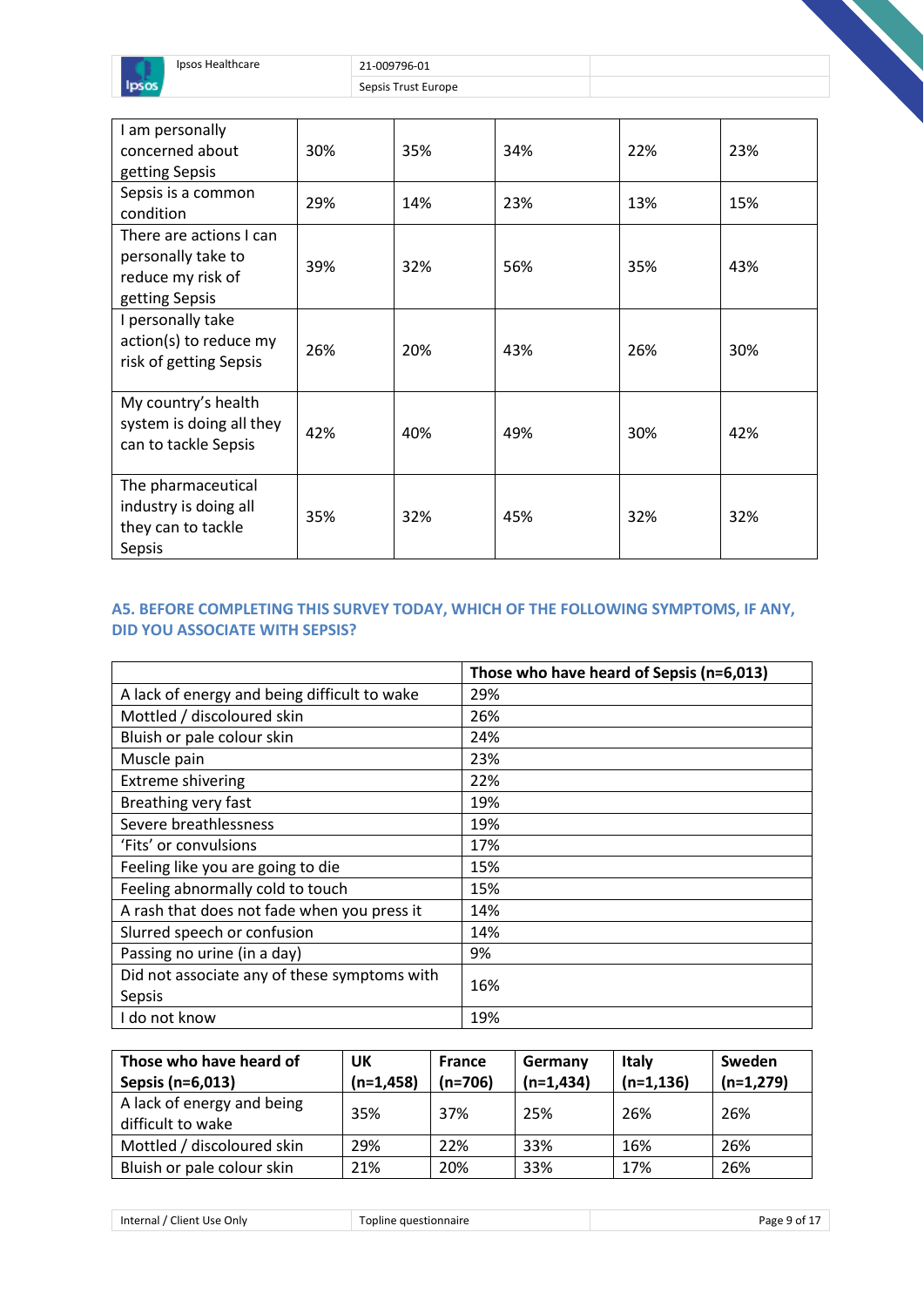| | | | | | |
|---|---|---|---|---|---|
| I am personally concerned about getting Sepsis | 30% | 35% | 34% | 22% | 23% |
| Sepsis is a common condition | 29% | 14% | 23% | 13% | 15% |
| There are actions I can personally take to reduce my risk of getting Sepsis | 39% | 32% | 56% | 35% | 43% |
| I personally take action(s) to reduce my risk of getting Sepsis | 26% | 20% | 43% | 26% | 30% |
| My country's health system is doing all they can to tackle Sepsis | 42% | 40% | 49% | 30% | 42% |
| The pharmaceutical industry is doing all they can to tackle Sepsis | 35% | 32% | 45% | 32% | 32% |

## A5. BEFORE COMPLETING THIS SURVEY TODAY, WHICH OF THE FOLLOWING SYMPTOMS, IF ANY, DID YOU ASSOCIATE WITH SEPSIS?

| | **Those who have heard of Sepsis (n=6,013)** |
|---|---|
| A lack of energy and being difficult to wake | 29% |
| Mottled / discoloured skin | 26% |
| Bluish or pale colour skin | 24% |
| Muscle pain | 23% |
| Extreme shivering | 22% |
| Breathing very fast | 19% |
| Severe breathlessness | 19% |
| 'Fits' or convulsions | 17% |
| Feeling like you are going to die | 15% |
| Feeling abnormally cold to touch | 15% |
| A rash that does not fade when you press it | 14% |
| Slurred speech or confusion | 14% |
| Passing no urine (in a day) | 9% |
| Did not associate any of these symptoms with Sepsis | 16% |
| I do not know | 19% |

| **Those who have heard of Sepsis (n=6,013)** | **UK (n=1,458)** | **France (n=706)** | **Germany (n=1,434)** | **Italy (n=1,136)** | **Sweden (n=1,279)** |
|---|---|---|---|---|---|
| A lack of energy and being difficult to wake | 35% | 37% | 25% | 26% | 26% |
| Mottled / discoloured skin | 29% | 22% | 33% | 16% | 26% |
| Bluish or pale colour skin | 21% | 20% | 33% | 17% | 26% |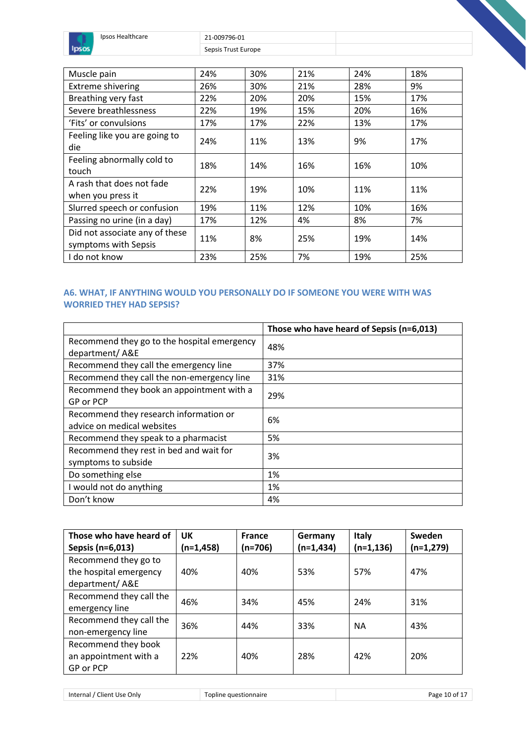| Muscle pain | 24% | 30% | 21% | 24% | 18% |
|---|---|---|---|---|---|
| Extreme shivering | 26% | 30% | 21% | 28% | 9% |
| Breathing very fast | 22% | 20% | 20% | 15% | 17% |
| Severe breathlessness | 22% | 19% | 15% | 20% | 16% |
| 'Fits' or convulsions | 17% | 17% | 22% | 13% | 17% |
| Feeling like you are going to die | 24% | 11% | 13% | 9% | 17% |
| Feeling abnormally cold to touch | 18% | 14% | 16% | 16% | 10% |
| A rash that does not fade when you press it | 22% | 19% | 10% | 11% | 11% |
| Slurred speech or confusion | 19% | 11% | 12% | 10% | 16% |
| Passing no urine (in a day) | 17% | 12% | 4% | 8% | 7% |
| Did not associate any of these symptoms with Sepsis | 11% | 8% | 25% | 19% | 14% |
| I do not know | 23% | 25% | 7% | 19% | 25% |

## A6. WHAT, IF ANYTHING WOULD YOU PERSONALLY DO IF SOMEONE YOU WERE WITH WAS WORRIED THEY HAD SEPSIS?

| | Those who have heard of Sepsis (n=6,013) |
|---|---|
| Recommend they go to the hospital emergency department/ A&E | 48% |
| Recommend they call the emergency line | 37% |
| Recommend they call the non-emergency line | 31% |
| Recommend they book an appointment with a GP or PCP | 29% |
| Recommend they research information or advice on medical websites | 6% |
| Recommend they speak to a pharmacist | 5% |
| Recommend they rest in bed and wait for symptoms to subside | 3% |
| Do something else | 1% |
| I would not do anything | 1% |
| Don't know | 4% |

| Those who have heard of Sepsis (n=6,013) | UK (n=1,458) | France (n=706) | Germany (n=1,434) | Italy (n=1,136) | Sweden (n=1,279) |
|---|---|---|---|---|---|
| Recommend they go to the hospital emergency department/ A&E | 40% | 40% | 53% | 57% | 47% |
| Recommend they call the emergency line | 46% | 34% | 45% | 24% | 31% |
| Recommend they call the non-emergency line | 36% | 44% | 33% | NA | 43% |
| Recommend they book an appointment with a GP or PCP | 22% | 40% | 28% | 42% | 20% |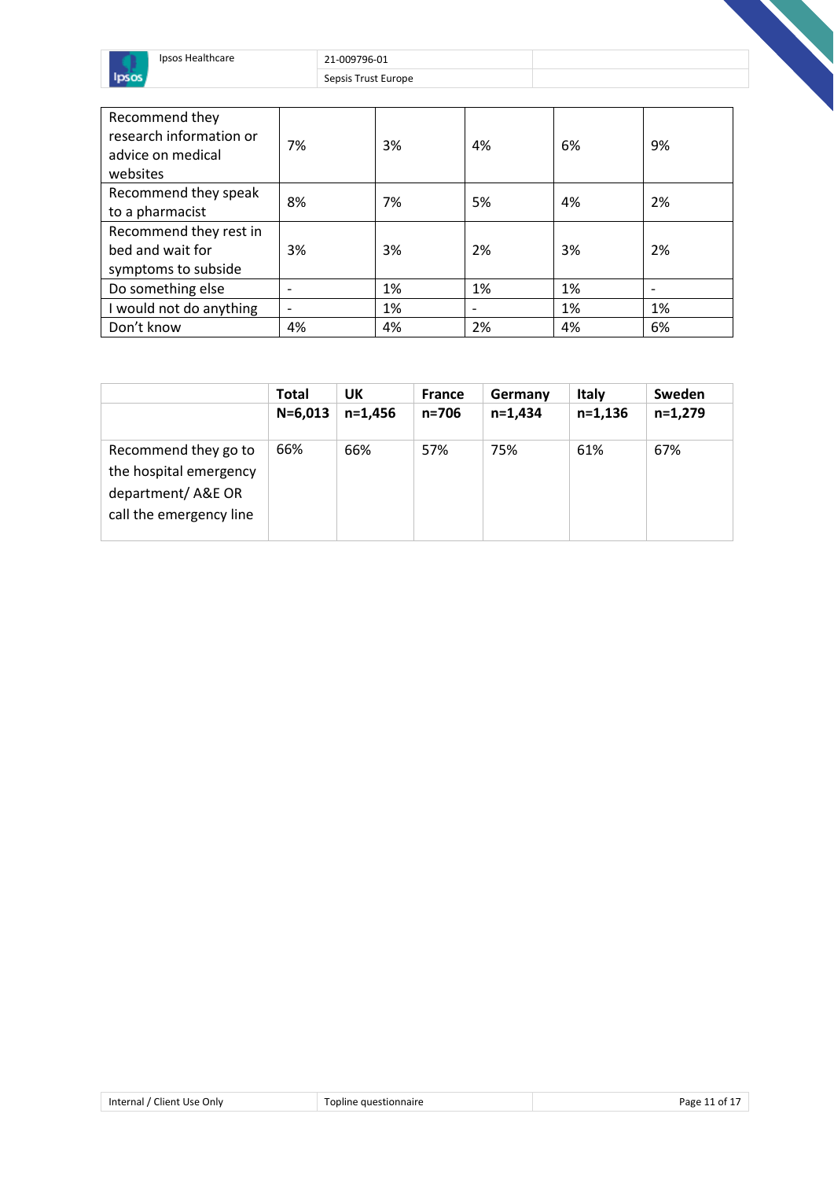| | | | | | |
|---|---|---|---|---|---|
| Recommend they research information or advice on medical websites | 7% | 3% | 4% | 6% | 9% |
| Recommend they speak to a pharmacist | 8% | 7% | 5% | 4% | 2% |
| Recommend they rest in bed and wait for symptoms to subside | 3% | 3% | 2% | 3% | 2% |
| Do something else | - | 1% | 1% | 1% | - |
| I would not do anything | - | 1% | - | 1% | 1% |
| Don't know | 4% | 4% | 2% | 4% | 6% |

| | Total | UK | France | Germany | Italy | Sweden |
|---|---|---|---|---|---|---|
| | N=6,013 | n=1,456 | n=706 | n=1,434 | n=1,136 | n=1,279 |
| Recommend they go to the hospital emergency department/ A&E OR call the emergency line | 66% | 66% | 57% | 75% | 61% | 67% |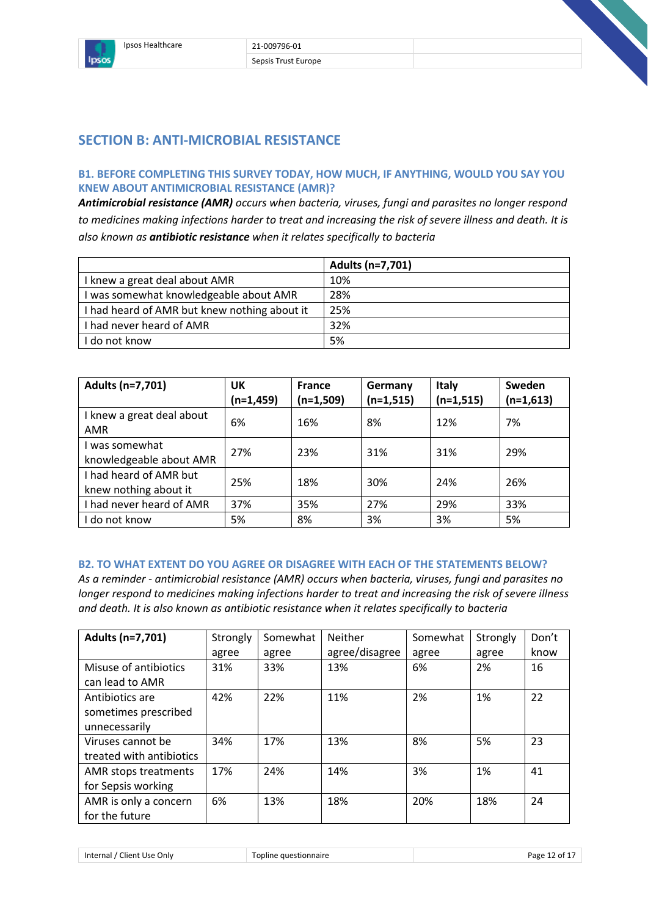## SECTION B: ANTI-MICROBIAL RESISTANCE

### B1. BEFORE COMPLETING THIS SURVEY TODAY, HOW MUCH, IF ANYTHING, WOULD YOU SAY YOU KNEW ABOUT ANTIMICROBIAL RESISTANCE (AMR)?

***Antimicrobial resistance (AMR)*** *occurs when bacteria, viruses, fungi and parasites no longer respond to medicines making infections harder to treat and increasing the risk of severe illness and death. It is also known as* ***antibiotic resistance*** *when it relates specifically to bacteria*

| | Adults (n=7,701) |
|---|---|
| I knew a great deal about AMR | 10% |
| I was somewhat knowledgeable about AMR | 28% |
| I had heard of AMR but knew nothing about it | 25% |
| I had never heard of AMR | 32% |
| I do not know | 5% |

| Adults (n=7,701) | UK (n=1,459) | France (n=1,509) | Germany (n=1,515) | Italy (n=1,515) | Sweden (n=1,613) |
|---|---|---|---|---|---|
| I knew a great deal about AMR | 6% | 16% | 8% | 12% | 7% |
| I was somewhat knowledgeable about AMR | 27% | 23% | 31% | 31% | 29% |
| I had heard of AMR but knew nothing about it | 25% | 18% | 30% | 24% | 26% |
| I had never heard of AMR | 37% | 35% | 27% | 29% | 33% |
| I do not know | 5% | 8% | 3% | 3% | 5% |

### B2. TO WHAT EXTENT DO YOU AGREE OR DISAGREE WITH EACH OF THE STATEMENTS BELOW?

*As a reminder - antimicrobial resistance (AMR) occurs when bacteria, viruses, fungi and parasites no longer respond to medicines making infections harder to treat and increasing the risk of severe illness and death. It is also known as antibiotic resistance when it relates specifically to bacteria*

| Adults (n=7,701) | Strongly agree | Somewhat agree | Neither agree/disagree | Somewhat agree | Strongly agree | Don't know |
|---|---|---|---|---|---|---|
| Misuse of antibiotics can lead to AMR | 31% | 33% | 13% | 6% | 2% | 16 |
| Antibiotics are sometimes prescribed unnecessarily | 42% | 22% | 11% | 2% | 1% | 22 |
| Viruses cannot be treated with antibiotics | 34% | 17% | 13% | 8% | 5% | 23 |
| AMR stops treatments for Sepsis working | 17% | 24% | 14% | 3% | 1% | 41 |
| AMR is only a concern for the future | 6% | 13% | 18% | 20% | 18% | 24 |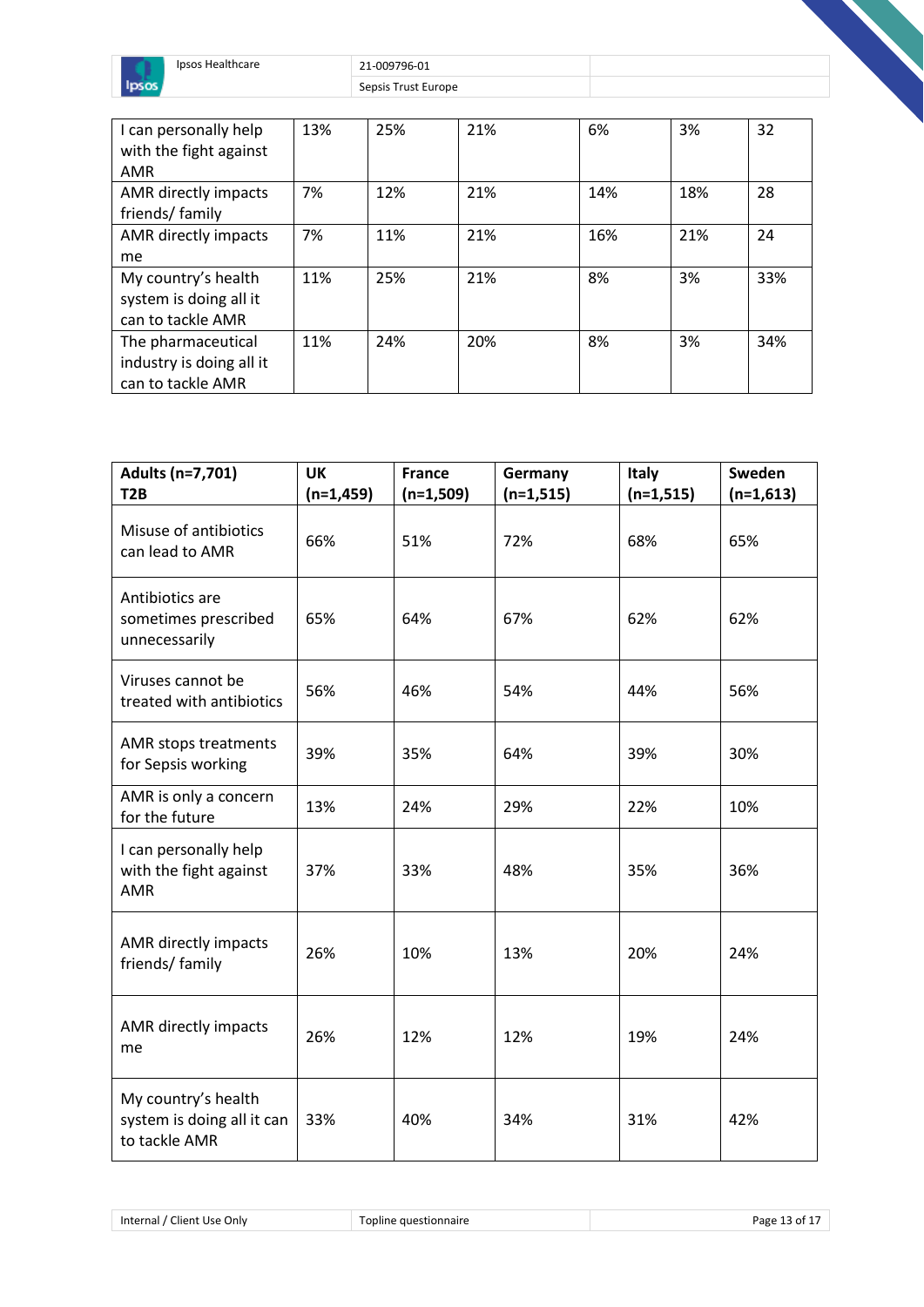| I can personally help with the fight against AMR | 13% | 25% | 21% | 6% | 3% | 32 |
|---|---|---|---|---|---|---|
| AMR directly impacts friends/ family | 7% | 12% | 21% | 14% | 18% | 28 |
| AMR directly impacts me | 7% | 11% | 21% | 16% | 21% | 24 |
| My country's health system is doing all it can to tackle AMR | 11% | 25% | 21% | 8% | 3% | 33% |
| The pharmaceutical industry is doing all it can to tackle AMR | 11% | 24% | 20% | 8% | 3% | 34% |

| **Adults (n=7,701) T2B** | **UK (n=1,459)** | **France (n=1,509)** | **Germany (n=1,515)** | **Italy (n=1,515)** | **Sweden (n=1,613)** |
|---|---|---|---|---|---|
| Misuse of antibiotics can lead to AMR | 66% | 51% | 72% | 68% | 65% |
| Antibiotics are sometimes prescribed unnecessarily | 65% | 64% | 67% | 62% | 62% |
| Viruses cannot be treated with antibiotics | 56% | 46% | 54% | 44% | 56% |
| AMR stops treatments for Sepsis working | 39% | 35% | 64% | 39% | 30% |
| AMR is only a concern for the future | 13% | 24% | 29% | 22% | 10% |
| I can personally help with the fight against AMR | 37% | 33% | 48% | 35% | 36% |
| AMR directly impacts friends/ family | 26% | 10% | 13% | 20% | 24% |
| AMR directly impacts me | 26% | 12% | 12% | 19% | 24% |
| My country's health system is doing all it can to tackle AMR | 33% | 40% | 34% | 31% | 42% |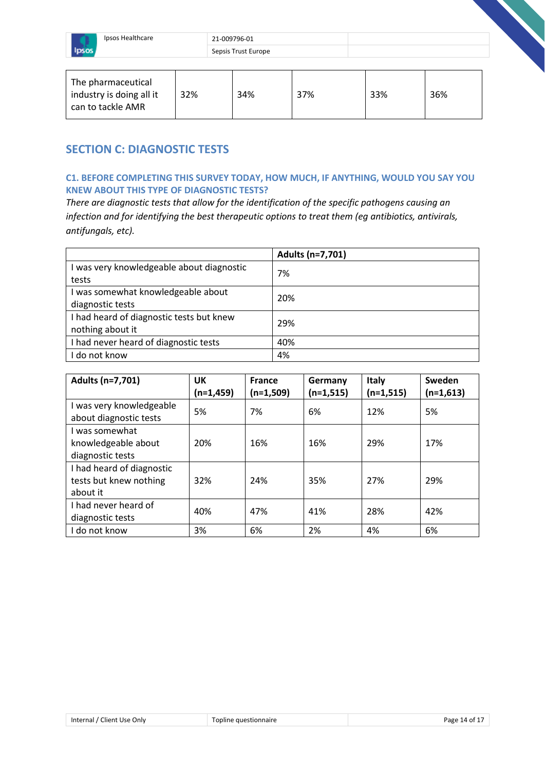| The pharmaceutical industry is doing all it can to tackle AMR | 32% | 34% | 37% | 33% | 36% |
|---|---|---|---|---|---|

## SECTION C: DIAGNOSTIC TESTS

### C1. BEFORE COMPLETING THIS SURVEY TODAY, HOW MUCH, IF ANYTHING, WOULD YOU SAY YOU KNEW ABOUT THIS TYPE OF DIAGNOSTIC TESTS?

*There are diagnostic tests that allow for the identification of the specific pathogens causing an infection and for identifying the best therapeutic options to treat them (eg antibiotics, antivirals, antifungals, etc).*

| | Adults (n=7,701) |
|---|---|
| I was very knowledgeable about diagnostic tests | 7% |
| I was somewhat knowledgeable about diagnostic tests | 20% |
| I had heard of diagnostic tests but knew nothing about it | 29% |
| I had never heard of diagnostic tests | 40% |
| I do not know | 4% |

| Adults (n=7,701) | UK (n=1,459) | France (n=1,509) | Germany (n=1,515) | Italy (n=1,515) | Sweden (n=1,613) |
|---|---|---|---|---|---|
| I was very knowledgeable about diagnostic tests | 5% | 7% | 6% | 12% | 5% |
| I was somewhat knowledgeable about diagnostic tests | 20% | 16% | 16% | 29% | 17% |
| I had heard of diagnostic tests but knew nothing about it | 32% | 24% | 35% | 27% | 29% |
| I had never heard of diagnostic tests | 40% | 47% | 41% | 28% | 42% |
| I do not know | 3% | 6% | 2% | 4% | 6% |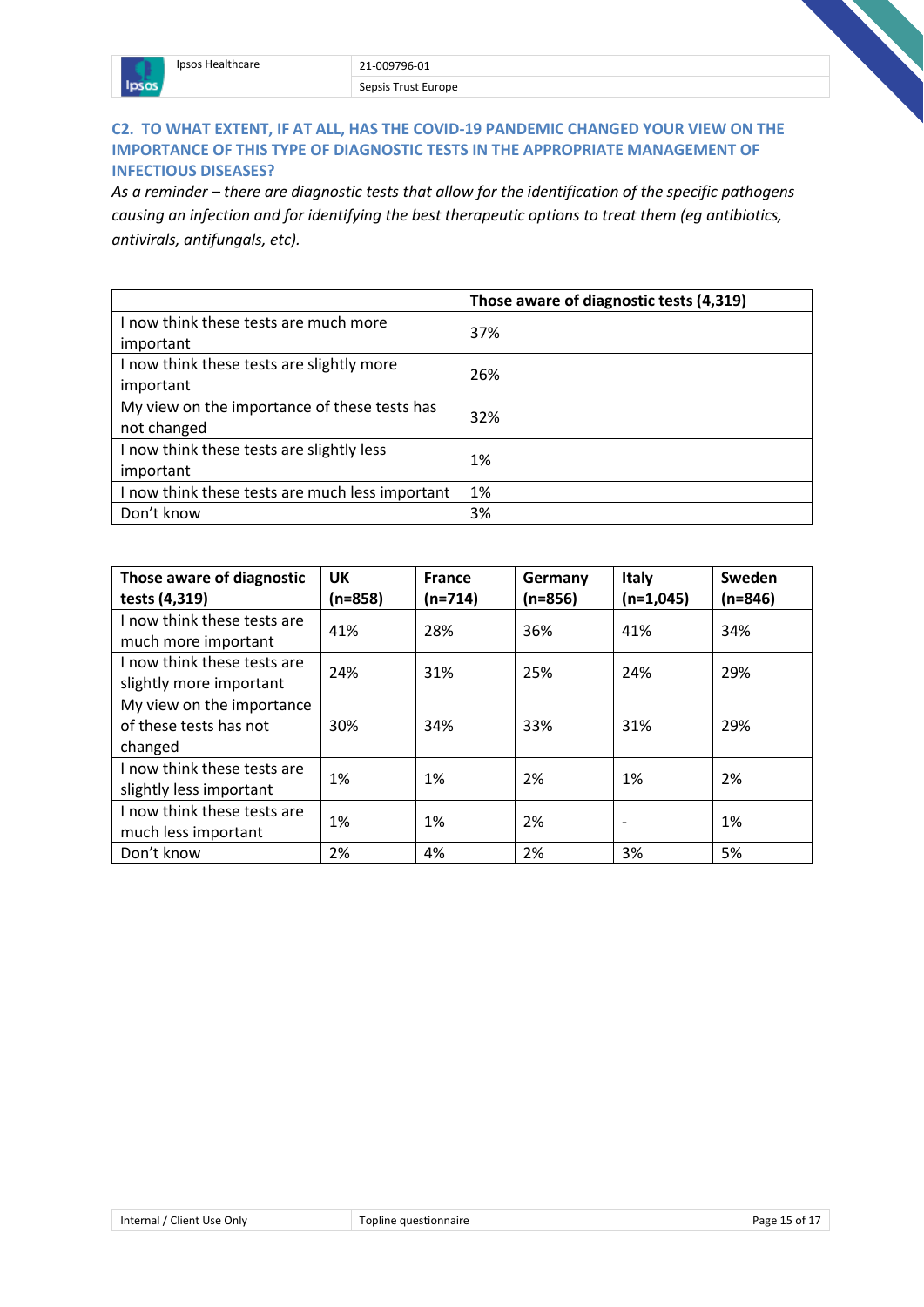## C2. TO WHAT EXTENT, IF AT ALL, HAS THE COVID-19 PANDEMIC CHANGED YOUR VIEW ON THE IMPORTANCE OF THIS TYPE OF DIAGNOSTIC TESTS IN THE APPROPRIATE MANAGEMENT OF INFECTIOUS DISEASES?

*As a reminder – there are diagnostic tests that allow for the identification of the specific pathogens causing an infection and for identifying the best therapeutic options to treat them (eg antibiotics, antivirals, antifungals, etc).*

| | Those aware of diagnostic tests (4,319) |
|---|---|
| I now think these tests are much more important | 37% |
| I now think these tests are slightly more important | 26% |
| My view on the importance of these tests has not changed | 32% |
| I now think these tests are slightly less important | 1% |
| I now think these tests are much less important | 1% |
| Don't know | 3% |

| Those aware of diagnostic tests (4,319) | UK (n=858) | France (n=714) | Germany (n=856) | Italy (n=1,045) | Sweden (n=846) |
|---|---|---|---|---|---|
| I now think these tests are much more important | 41% | 28% | 36% | 41% | 34% |
| I now think these tests are slightly more important | 24% | 31% | 25% | 24% | 29% |
| My view on the importance of these tests has not changed | 30% | 34% | 33% | 31% | 29% |
| I now think these tests are slightly less important | 1% | 1% | 2% | 1% | 2% |
| I now think these tests are much less important | 1% | 1% | 2% | - | 1% |
| Don't know | 2% | 4% | 2% | 3% | 5% |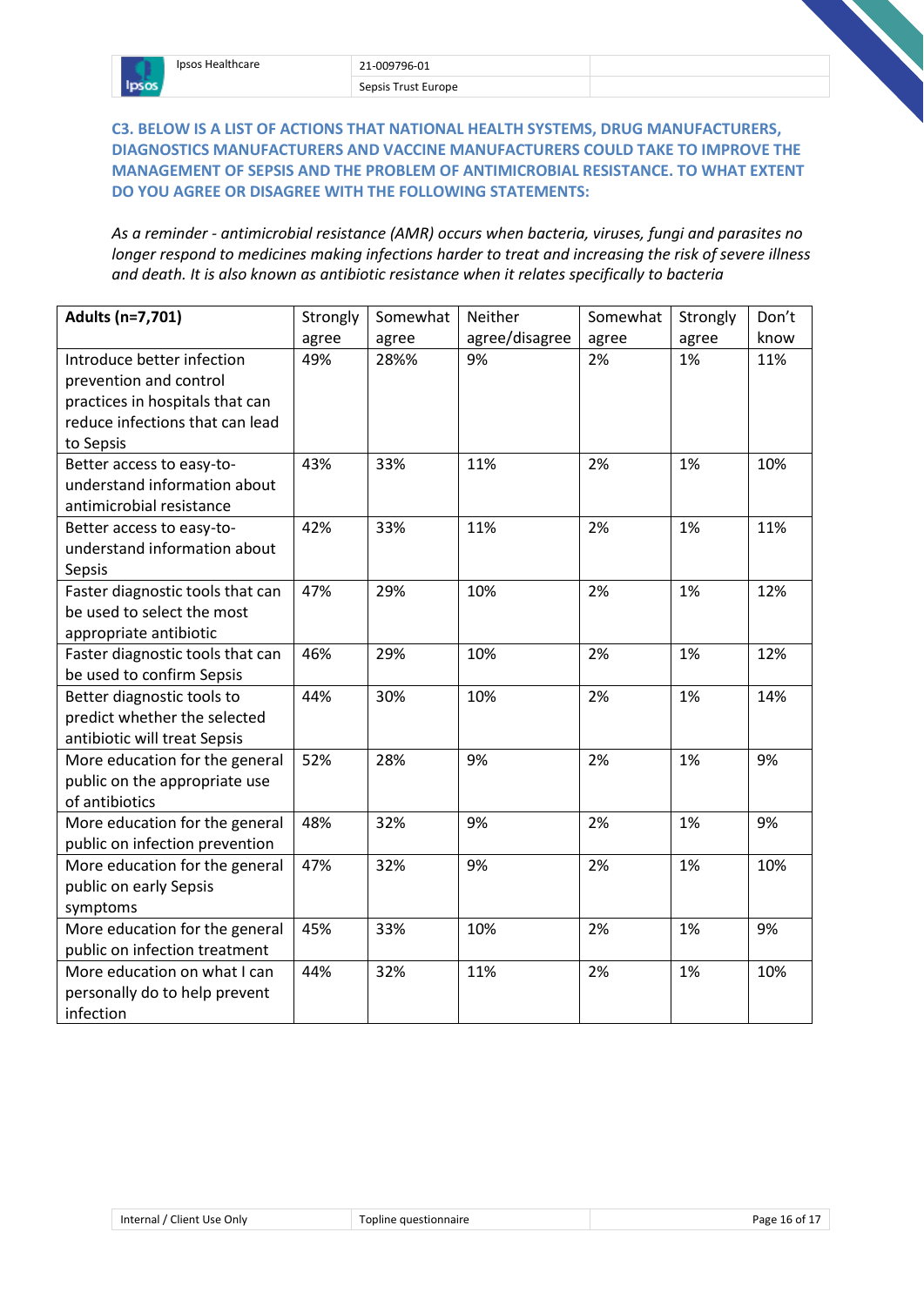### C3. BELOW IS A LIST OF ACTIONS THAT NATIONAL HEALTH SYSTEMS, DRUG MANUFACTURERS, DIAGNOSTICS MANUFACTURERS AND VACCINE MANUFACTURERS COULD TAKE TO IMPROVE THE MANAGEMENT OF SEPSIS AND THE PROBLEM OF ANTIMICROBIAL RESISTANCE. TO WHAT EXTENT DO YOU AGREE OR DISAGREE WITH THE FOLLOWING STATEMENTS:

*As a reminder - antimicrobial resistance (AMR) occurs when bacteria, viruses, fungi and parasites no longer respond to medicines making infections harder to treat and increasing the risk of severe illness and death. It is also known as antibiotic resistance when it relates specifically to bacteria*

| **Adults (n=7,701)** | Strongly agree | Somewhat agree | Neither agree/disagree | Somewhat agree | Strongly agree | Don't know |
|---|---|---|---|---|---|---|
| Introduce better infection prevention and control practices in hospitals that can reduce infections that can lead to Sepsis | 49% | 28%% | 9% | 2% | 1% | 11% |
| Better access to easy-to-understand information about antimicrobial resistance | 43% | 33% | 11% | 2% | 1% | 10% |
| Better access to easy-to-understand information about Sepsis | 42% | 33% | 11% | 2% | 1% | 11% |
| Faster diagnostic tools that can be used to select the most appropriate antibiotic | 47% | 29% | 10% | 2% | 1% | 12% |
| Faster diagnostic tools that can be used to confirm Sepsis | 46% | 29% | 10% | 2% | 1% | 12% |
| Better diagnostic tools to predict whether the selected antibiotic will treat Sepsis | 44% | 30% | 10% | 2% | 1% | 14% |
| More education for the general public on the appropriate use of antibiotics | 52% | 28% | 9% | 2% | 1% | 9% |
| More education for the general public on infection prevention | 48% | 32% | 9% | 2% | 1% | 9% |
| More education for the general public on early Sepsis symptoms | 47% | 32% | 9% | 2% | 1% | 10% |
| More education for the general public on infection treatment | 45% | 33% | 10% | 2% | 1% | 9% |
| More education on what I can personally do to help prevent infection | 44% | 32% | 11% | 2% | 1% | 10% |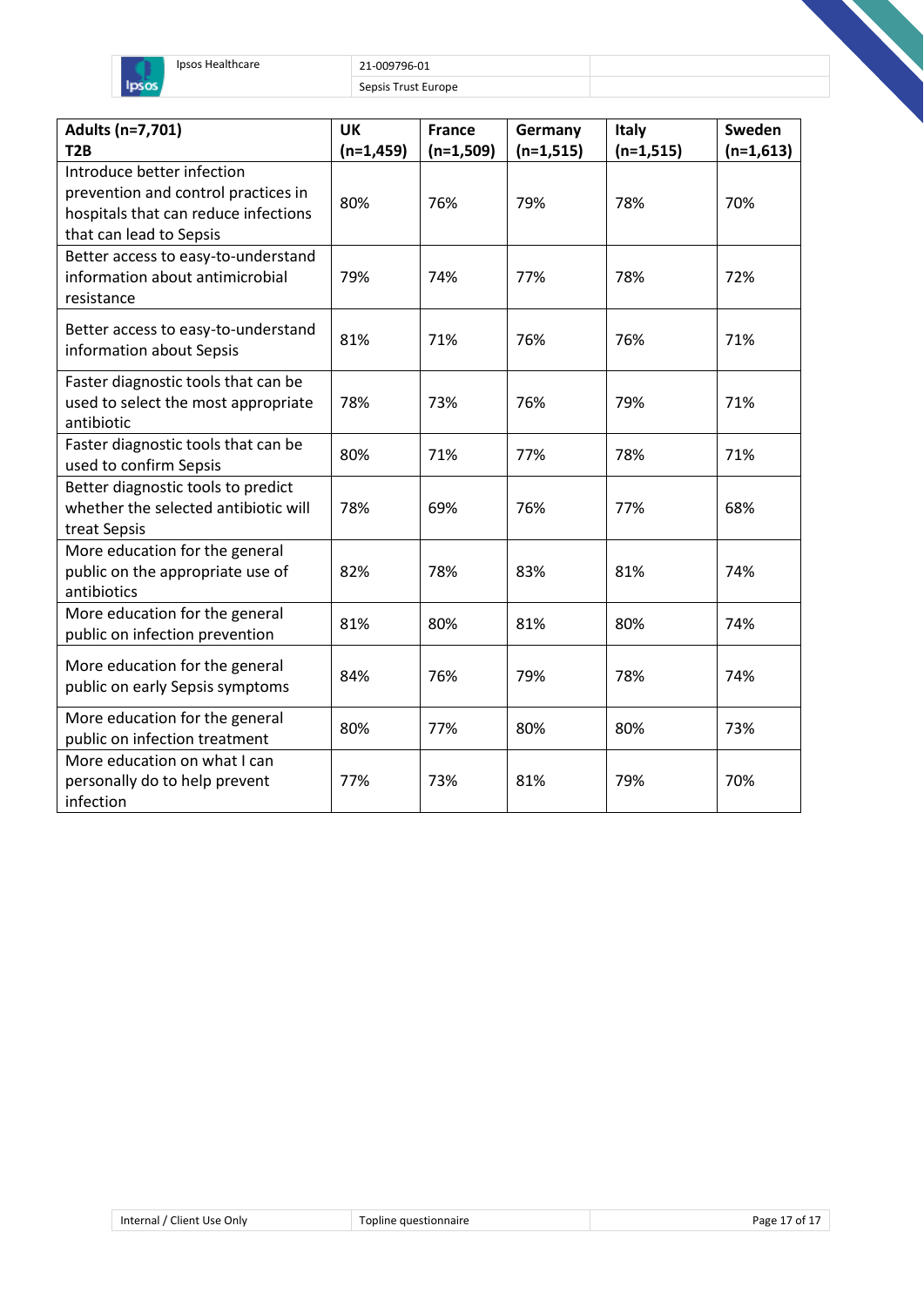| Adults (n=7,701) T2B | UK (n=1,459) | France (n=1,509) | Germany (n=1,515) | Italy (n=1,515) | Sweden (n=1,613) |
|---|---|---|---|---|---|
| Introduce better infection prevention and control practices in hospitals that can reduce infections that can lead to Sepsis | 80% | 76% | 79% | 78% | 70% |
| Better access to easy-to-understand information about antimicrobial resistance | 79% | 74% | 77% | 78% | 72% |
| Better access to easy-to-understand information about Sepsis | 81% | 71% | 76% | 76% | 71% |
| Faster diagnostic tools that can be used to select the most appropriate antibiotic | 78% | 73% | 76% | 79% | 71% |
| Faster diagnostic tools that can be used to confirm Sepsis | 80% | 71% | 77% | 78% | 71% |
| Better diagnostic tools to predict whether the selected antibiotic will treat Sepsis | 78% | 69% | 76% | 77% | 68% |
| More education for the general public on the appropriate use of antibiotics | 82% | 78% | 83% | 81% | 74% |
| More education for the general public on infection prevention | 81% | 80% | 81% | 80% | 74% |
| More education for the general public on early Sepsis symptoms | 84% | 76% | 79% | 78% | 74% |
| More education for the general public on infection treatment | 80% | 77% | 80% | 80% | 73% |
| More education on what I can personally do to help prevent infection | 77% | 73% | 81% | 79% | 70% |